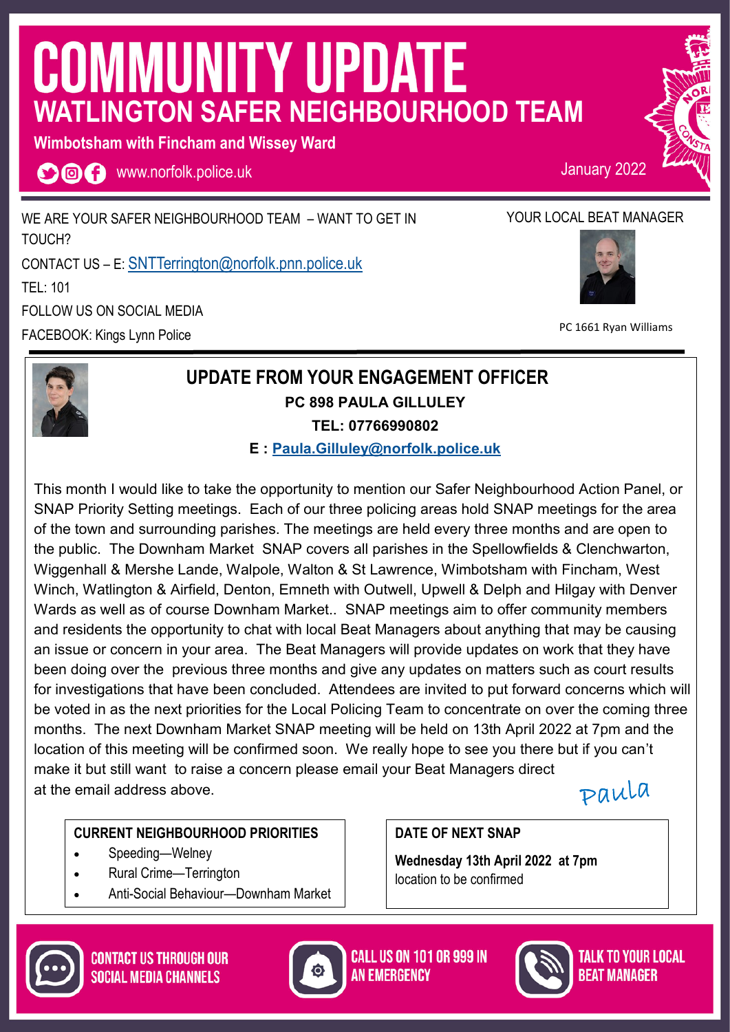# COMMUNITY UPDATE

## WATLINGTON SAFER NEIGHBOURHOOD TEAM

**Wimbotsham with Fincham and Wissey Ward**

www.norfolk.police.uk

January 2022

WE ARE YOUR SAFER NEIGHBOURHOOD TEAM – WANT TO GET IN TOUCH?

CONTACT US – E: SNTTerrington@norfolk.pnn.police.uk

TEL: 101

FOLLOW US ON SOCIAL MEDIA

FACEBOOK: Kings Lynn Police

YOUR LOCAL BEAT MANAGER

PC 1661 Ryan Williams

## UPDATE FROM YOUR ENGAGEMENT OFFICER

**PC 898 PAULA GILLULEY**

**TEL: 07766990802**

**E : Paula.Gilluley@norfolk.police.uk**

This month I would like to take the opportunity to mention our Safer Neighbourhood Action Panel, or SNAP Priority Setting meetings. Each of our three policing areas hold SNAP meetings for the area of the town and surrounding parishes. The meetings are held every three months and are open to the public. The Downham Market SNAP covers all parishes in the Spellowfields & Clenchwarton, Wiggenhall & Mershe Lande, Walpole, Walton & St Lawrence, Wimbotsham with Fincham, West Winch, Watlington & Airfield, Denton, Emneth with Outwell, Upwell & Delph and Hilgay with Denver Wards as well as of course Downham Market.. SNAP meetings aim to offer community members and residents the opportunity to chat with local Beat Managers about anything that may be causing an issue or concern in your area. The Beat Managers will provide updates on work that they have been doing over the previous three months and give any updates on matters such as court results for investigations that have been concluded. Attendees are invited to put forward concerns which will be voted in as the next priorities for the Local Policing Team to concentrate on over the coming three months. The next Downham Market SNAP meeting will be held on 13th April 2022 at 7pm and the location of this meeting will be confirmed soon. We really hope to see you there but if you can't make it but still want to raise a concern please email your Beat Managers direct at the email address above.

*Paula*

**CURRENT NEIGHBOURHOOD PRIORITIES**

- Speeding—Welney
- Rural Crime—Terrington
- Anti-Social Behaviour—Downham Market

**DATE OF NEXT SNAP**

**Wednesday 13th April 2022 at 7pm**

location to be confirmed

CONTACT US THROUGH OUR SOCIAL MEDIA CHANNELS

CALL US ON 101 OR 999 IN AN EMERGENCY

TALK TO YOUR LOCAL BEAT MANAGER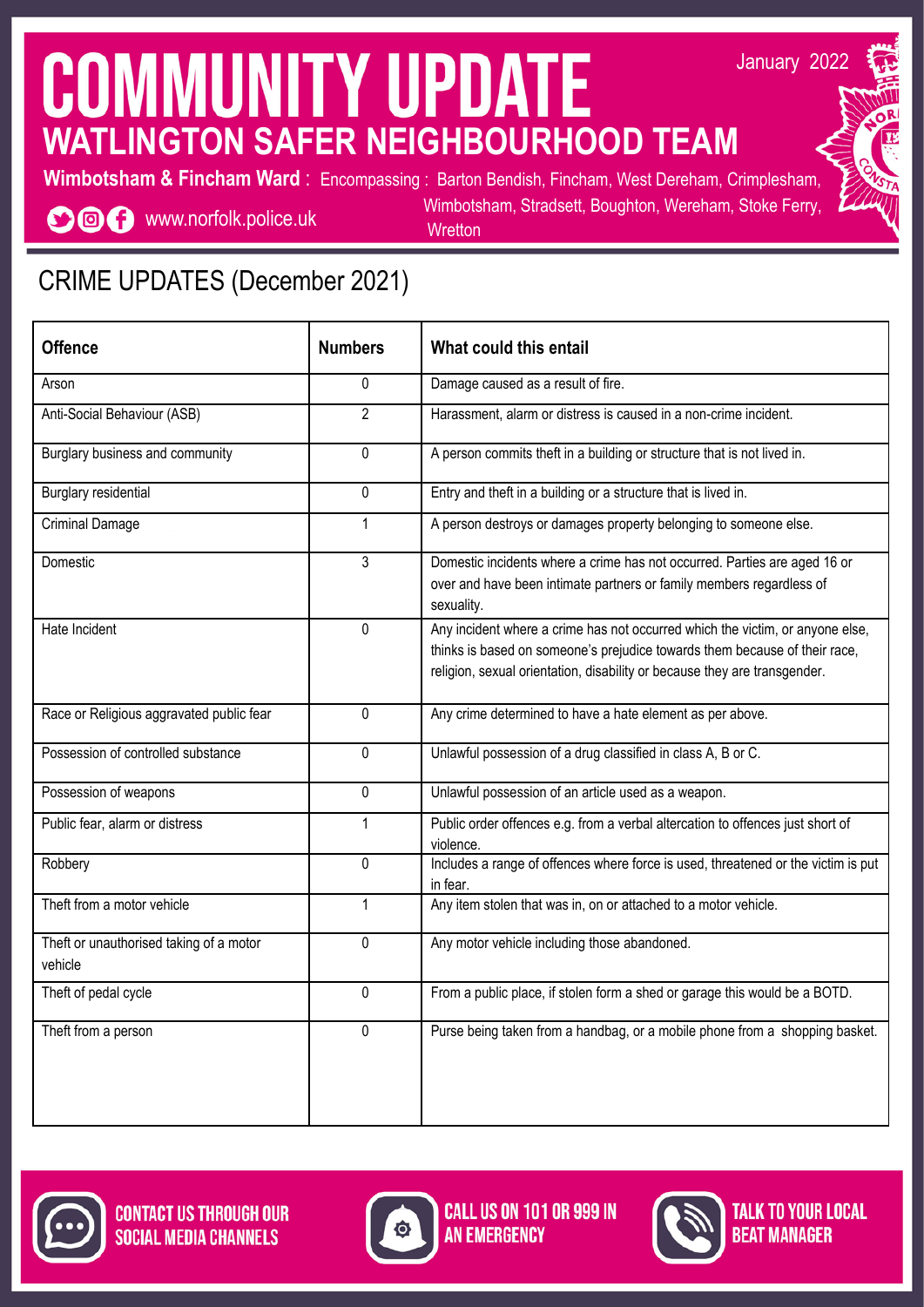# COMMUNITY UPDATE

January 2022

## WATLINGTON SAFER NEIGHBOURHOOD TEAM

**Wimbotsham & Fincham Ward** : Encompassing : Barton Bendish, Fincham, West Dereham, Crimplesham, Wimbotsham, Stradsett, Boughton, Wereham, Stoke Ferry, Wretton

www.norfolk.police.uk

## CRIME UPDATES (December 2021)

| Offence | Numbers | What could this entail |
|---|---|---|
| Arson | 0 | Damage caused as a result of fire. |
| Anti-Social Behaviour (ASB) | 2 | Harassment, alarm or distress is caused in a non-crime incident. |
| Burglary business and community | 0 | A person commits theft in a building or structure that is not lived in. |
| Burglary residential | 0 | Entry and theft in a building or a structure that is lived in. |
| Criminal Damage | 1 | A person destroys or damages property belonging to someone else. |
| Domestic | 3 | Domestic incidents where a crime has not occurred. Parties are aged 16 or over and have been intimate partners or family members regardless of sexuality. |
| Hate Incident | 0 | Any incident where a crime has not occurred which the victim, or anyone else, thinks is based on someone's prejudice towards them because of their race, religion, sexual orientation, disability or because they are transgender. |
| Race or Religious aggravated public fear | 0 | Any crime determined to have a hate element as per above. |
| Possession of controlled substance | 0 | Unlawful possession of a drug classified in class A, B or C. |
| Possession of weapons | 0 | Unlawful possession of an article used as a weapon. |
| Public fear, alarm or distress | 1 | Public order offences e.g. from a verbal altercation to offences just short of violence. |
| Robbery | 0 | Includes a range of offences where force is used, threatened or the victim is put in fear. |
| Theft from a motor vehicle | 1 | Any item stolen that was in, on or attached to a motor vehicle. |
| Theft or unauthorised taking of a motor vehicle | 0 | Any motor vehicle including those abandoned. |
| Theft of pedal cycle | 0 | From a public place, if stolen form a shed or garage this would be a BOTD. |
| Theft from a person | 0 | Purse being taken from a handbag, or a mobile phone from a shopping basket. |

CONTACT US THROUGH OUR SOCIAL MEDIA CHANNELS

CALL US ON 101 OR 999 IN AN EMERGENCY

TALK TO YOUR LOCAL BEAT MANAGER